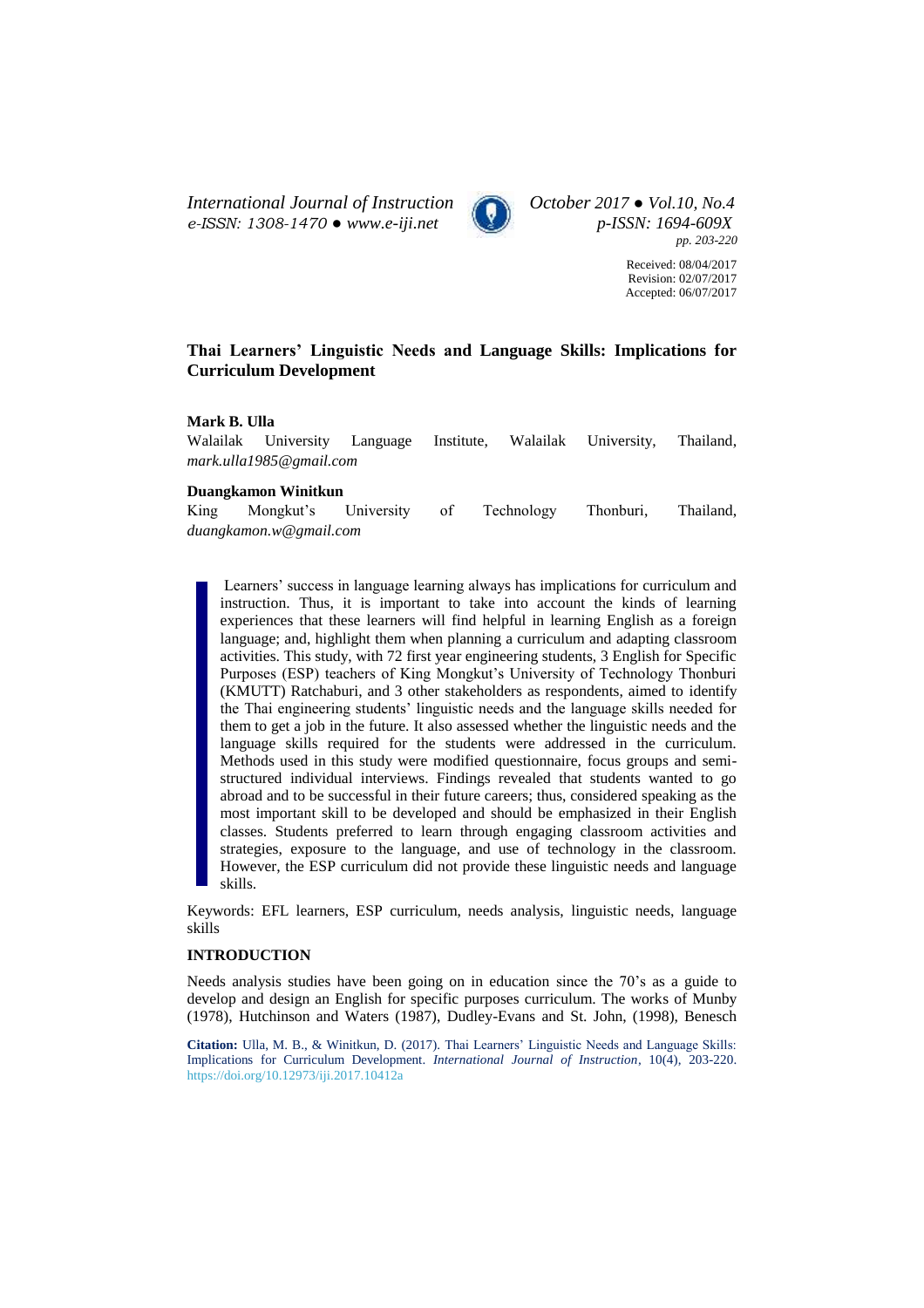# Thai Learners' Linguistic Needs and Language Skills: Implications for Curriculum Development

**Mark B. Ulla**
Walailak University Language Institute, Walailak University, Thailand, *mark.ulla1985@gmail.com*

**Duangkamon Winitkun**
King Mongkut's University of Technology Thonburi, Thailand, *duangkamon.w@gmail.com*

Learners' success in language learning always has implications for curriculum and instruction. Thus, it is important to take into account the kinds of learning experiences that these learners will find helpful in learning English as a foreign language; and, highlight them when planning a curriculum and adapting classroom activities. This study, with 72 first year engineering students, 3 English for Specific Purposes (ESP) teachers of King Mongkut's University of Technology Thonburi (KMUTT) Ratchaburi, and 3 other stakeholders as respondents, aimed to identify the Thai engineering students' linguistic needs and the language skills needed for them to get a job in the future. It also assessed whether the linguistic needs and the language skills required for the students were addressed in the curriculum. Methods used in this study were modified questionnaire, focus groups and semi-structured individual interviews. Findings revealed that students wanted to go abroad and to be successful in their future careers; thus, considered speaking as the most important skill to be developed and should be emphasized in their English classes. Students preferred to learn through engaging classroom activities and strategies, exposure to the language, and use of technology in the classroom. However, the ESP curriculum did not provide these linguistic needs and language skills.

Keywords: EFL learners, ESP curriculum, needs analysis, linguistic needs, language skills

## INTRODUCTION

Needs analysis studies have been going on in education since the 70's as a guide to develop and design an English for specific purposes curriculum. The works of Munby (1978), Hutchinson and Waters (1987), Dudley-Evans and St. John, (1998), Benesch

**Citation:** Ulla, M. B., & Winitkun, D. (2017). Thai Learners' Linguistic Needs and Language Skills: Implications for Curriculum Development. *International Journal of Instruction*, 10(4), 203-220. https://doi.org/10.12973/iji.2017.10412a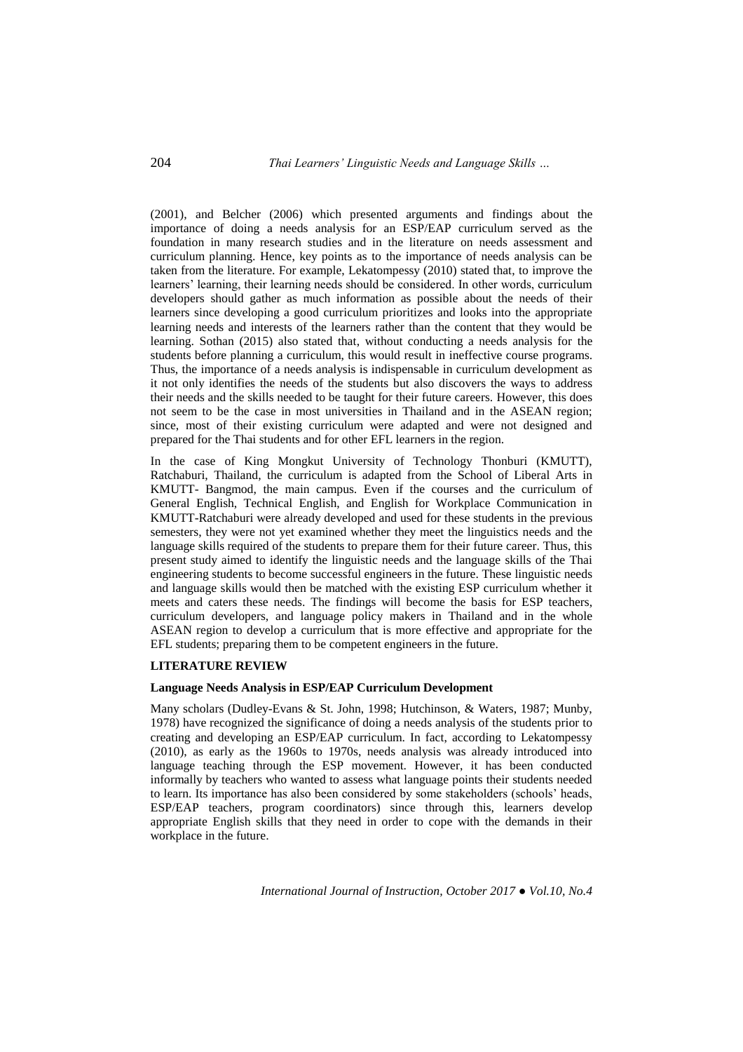(2001), and Belcher (2006) which presented arguments and findings about the importance of doing a needs analysis for an ESP/EAP curriculum served as the foundation in many research studies and in the literature on needs assessment and curriculum planning. Hence, key points as to the importance of needs analysis can be taken from the literature. For example, Lekatompessy (2010) stated that, to improve the learners' learning, their learning needs should be considered. In other words, curriculum developers should gather as much information as possible about the needs of their learners since developing a good curriculum prioritizes and looks into the appropriate learning needs and interests of the learners rather than the content that they would be learning. Sothan (2015) also stated that, without conducting a needs analysis for the students before planning a curriculum, this would result in ineffective course programs. Thus, the importance of a needs analysis is indispensable in curriculum development as it not only identifies the needs of the students but also discovers the ways to address their needs and the skills needed to be taught for their future careers. However, this does not seem to be the case in most universities in Thailand and in the ASEAN region; since, most of their existing curriculum were adapted and were not designed and prepared for the Thai students and for other EFL learners in the region.

In the case of King Mongkut University of Technology Thonburi (KMUTT), Ratchaburi, Thailand, the curriculum is adapted from the School of Liberal Arts in KMUTT- Bangmod, the main campus. Even if the courses and the curriculum of General English, Technical English, and English for Workplace Communication in KMUTT-Ratchaburi were already developed and used for these students in the previous semesters, they were not yet examined whether they meet the linguistics needs and the language skills required of the students to prepare them for their future career. Thus, this present study aimed to identify the linguistic needs and the language skills of the Thai engineering students to become successful engineers in the future. These linguistic needs and language skills would then be matched with the existing ESP curriculum whether it meets and caters these needs. The findings will become the basis for ESP teachers, curriculum developers, and language policy makers in Thailand and in the whole ASEAN region to develop a curriculum that is more effective and appropriate for the EFL students; preparing them to be competent engineers in the future.

## LITERATURE REVIEW

### Language Needs Analysis in ESP/EAP Curriculum Development

Many scholars (Dudley-Evans & St. John, 1998; Hutchinson, & Waters, 1987; Munby, 1978) have recognized the significance of doing a needs analysis of the students prior to creating and developing an ESP/EAP curriculum. In fact, according to Lekatompessy (2010), as early as the 1960s to 1970s, needs analysis was already introduced into language teaching through the ESP movement. However, it has been conducted informally by teachers who wanted to assess what language points their students needed to learn. Its importance has also been considered by some stakeholders (schools' heads, ESP/EAP teachers, program coordinators) since through this, learners develop appropriate English skills that they need in order to cope with the demands in their workplace in the future.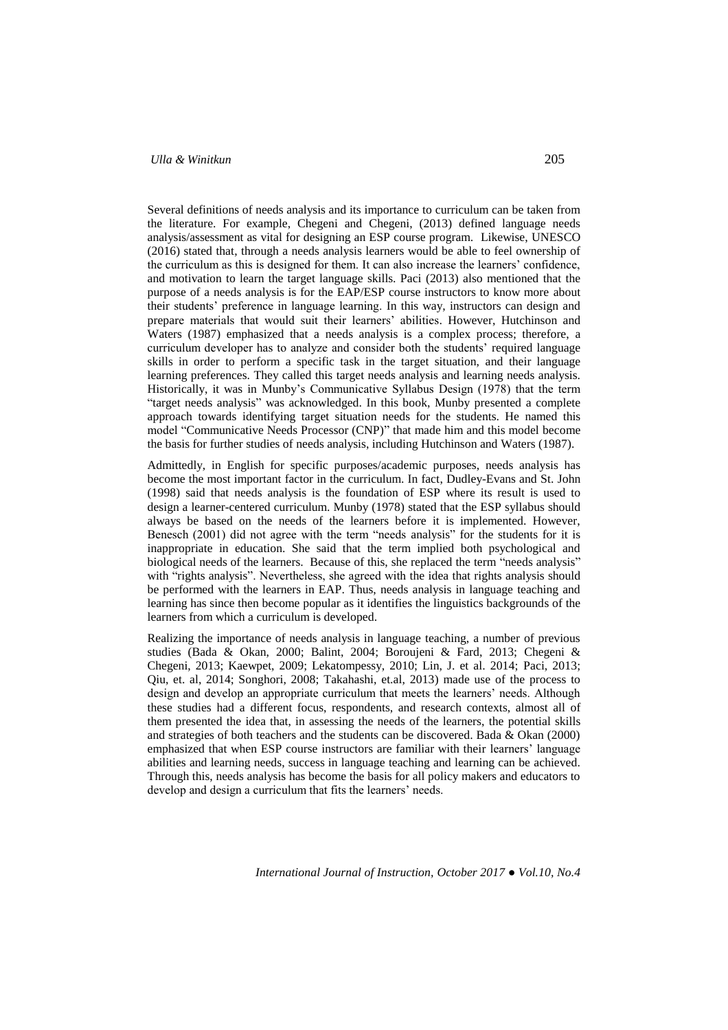Several definitions of needs analysis and its importance to curriculum can be taken from the literature. For example, Chegeni and Chegeni, (2013) defined language needs analysis/assessment as vital for designing an ESP course program. Likewise, UNESCO (2016) stated that, through a needs analysis learners would be able to feel ownership of the curriculum as this is designed for them. It can also increase the learners' confidence, and motivation to learn the target language skills. Paci (2013) also mentioned that the purpose of a needs analysis is for the EAP/ESP course instructors to know more about their students' preference in language learning. In this way, instructors can design and prepare materials that would suit their learners' abilities. However, Hutchinson and Waters (1987) emphasized that a needs analysis is a complex process; therefore, a curriculum developer has to analyze and consider both the students' required language skills in order to perform a specific task in the target situation, and their language learning preferences. They called this target needs analysis and learning needs analysis. Historically, it was in Munby's Communicative Syllabus Design (1978) that the term "target needs analysis" was acknowledged. In this book, Munby presented a complete approach towards identifying target situation needs for the students. He named this model "Communicative Needs Processor (CNP)" that made him and this model become the basis for further studies of needs analysis, including Hutchinson and Waters (1987).

Admittedly, in English for specific purposes/academic purposes, needs analysis has become the most important factor in the curriculum. In fact, Dudley-Evans and St. John (1998) said that needs analysis is the foundation of ESP where its result is used to design a learner-centered curriculum. Munby (1978) stated that the ESP syllabus should always be based on the needs of the learners before it is implemented. However, Benesch (2001) did not agree with the term "needs analysis" for the students for it is inappropriate in education. She said that the term implied both psychological and biological needs of the learners. Because of this, she replaced the term "needs analysis" with "rights analysis". Nevertheless, she agreed with the idea that rights analysis should be performed with the learners in EAP. Thus, needs analysis in language teaching and learning has since then become popular as it identifies the linguistics backgrounds of the learners from which a curriculum is developed.

Realizing the importance of needs analysis in language teaching, a number of previous studies (Bada & Okan, 2000; Balint, 2004; Boroujeni & Fard, 2013; Chegeni & Chegeni, 2013; Kaewpet, 2009; Lekatompessy, 2010; Lin, J. et al. 2014; Paci, 2013; Qiu, et. al, 2014; Songhori, 2008; Takahashi, et.al, 2013) made use of the process to design and develop an appropriate curriculum that meets the learners' needs. Although these studies had a different focus, respondents, and research contexts, almost all of them presented the idea that, in assessing the needs of the learners, the potential skills and strategies of both teachers and the students can be discovered. Bada & Okan (2000) emphasized that when ESP course instructors are familiar with their learners' language abilities and learning needs, success in language teaching and learning can be achieved. Through this, needs analysis has become the basis for all policy makers and educators to develop and design a curriculum that fits the learners' needs.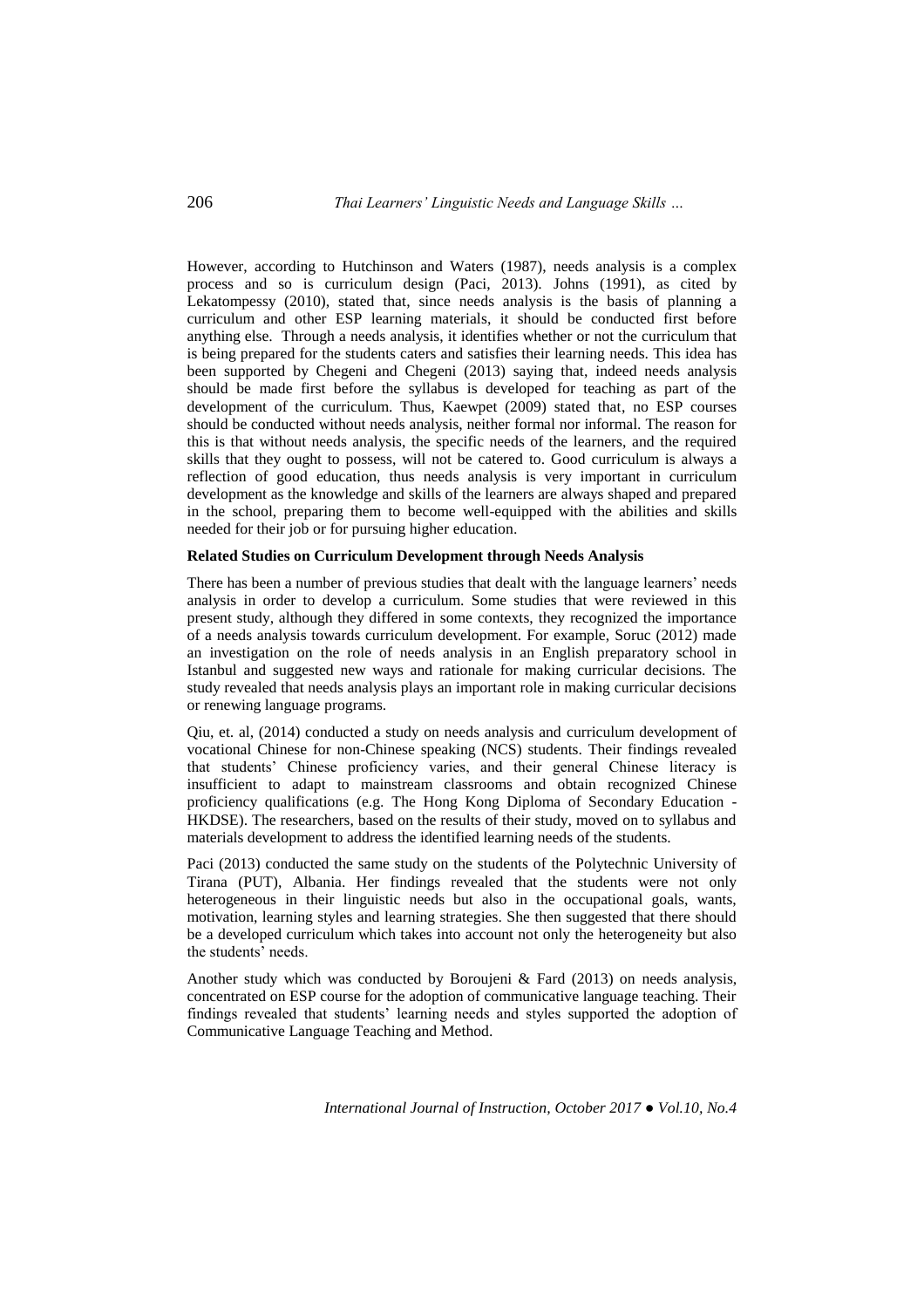However, according to Hutchinson and Waters (1987), needs analysis is a complex process and so is curriculum design (Paci, 2013). Johns (1991), as cited by Lekatompessy (2010), stated that, since needs analysis is the basis of planning a curriculum and other ESP learning materials, it should be conducted first before anything else. Through a needs analysis, it identifies whether or not the curriculum that is being prepared for the students caters and satisfies their learning needs. This idea has been supported by Chegeni and Chegeni (2013) saying that, indeed needs analysis should be made first before the syllabus is developed for teaching as part of the development of the curriculum. Thus, Kaewpet (2009) stated that, no ESP courses should be conducted without needs analysis, neither formal nor informal. The reason for this is that without needs analysis, the specific needs of the learners, and the required skills that they ought to possess, will not be catered to. Good curriculum is always a reflection of good education, thus needs analysis is very important in curriculum development as the knowledge and skills of the learners are always shaped and prepared in the school, preparing them to become well-equipped with the abilities and skills needed for their job or for pursuing higher education.

**Related Studies on Curriculum Development through Needs Analysis**

There has been a number of previous studies that dealt with the language learners' needs analysis in order to develop a curriculum. Some studies that were reviewed in this present study, although they differed in some contexts, they recognized the importance of a needs analysis towards curriculum development. For example, Soruc (2012) made an investigation on the role of needs analysis in an English preparatory school in Istanbul and suggested new ways and rationale for making curricular decisions. The study revealed that needs analysis plays an important role in making curricular decisions or renewing language programs.

Qiu, et. al, (2014) conducted a study on needs analysis and curriculum development of vocational Chinese for non-Chinese speaking (NCS) students. Their findings revealed that students' Chinese proficiency varies, and their general Chinese literacy is insufficient to adapt to mainstream classrooms and obtain recognized Chinese proficiency qualifications (e.g. The Hong Kong Diploma of Secondary Education - HKDSE). The researchers, based on the results of their study, moved on to syllabus and materials development to address the identified learning needs of the students.

Paci (2013) conducted the same study on the students of the Polytechnic University of Tirana (PUT), Albania. Her findings revealed that the students were not only heterogeneous in their linguistic needs but also in the occupational goals, wants, motivation, learning styles and learning strategies. She then suggested that there should be a developed curriculum which takes into account not only the heterogeneity but also the students' needs.

Another study which was conducted by Boroujeni & Fard (2013) on needs analysis, concentrated on ESP course for the adoption of communicative language teaching. Their findings revealed that students' learning needs and styles supported the adoption of Communicative Language Teaching and Method.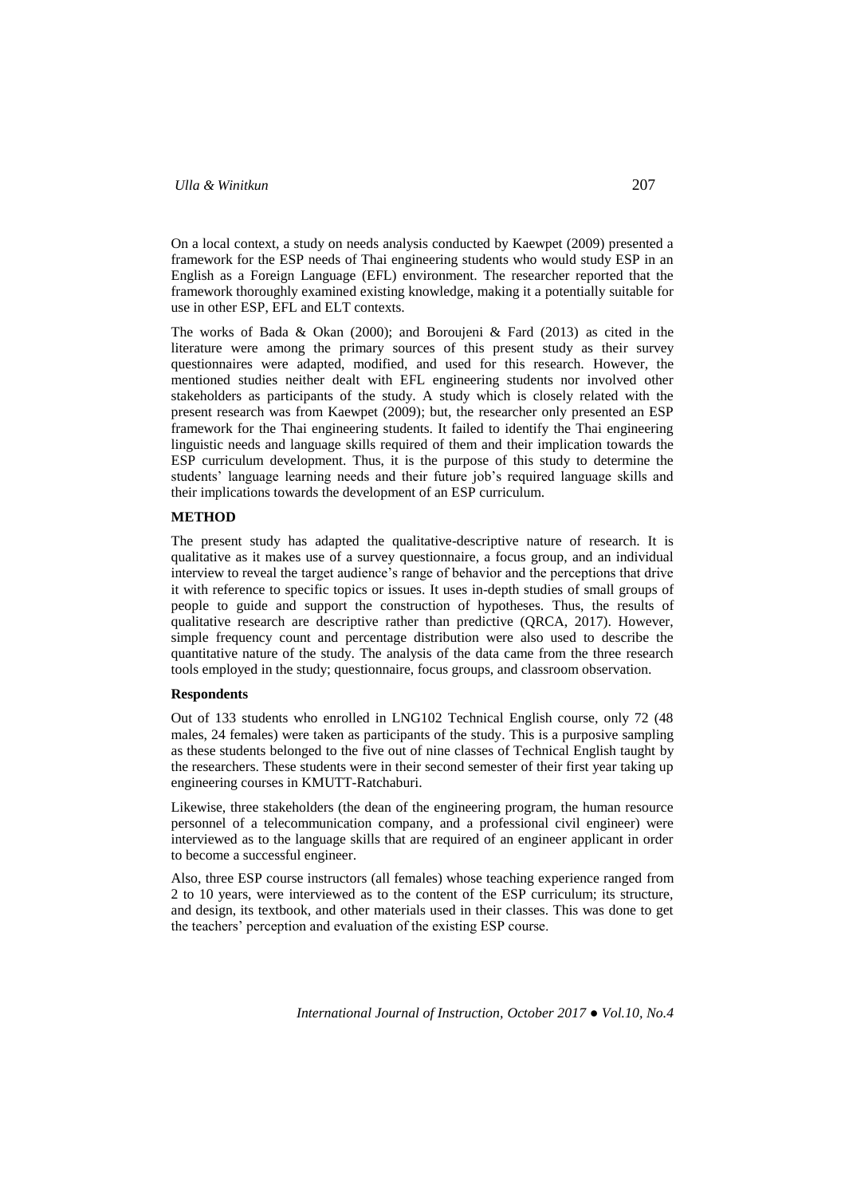On a local context, a study on needs analysis conducted by Kaewpet (2009) presented a framework for the ESP needs of Thai engineering students who would study ESP in an English as a Foreign Language (EFL) environment. The researcher reported that the framework thoroughly examined existing knowledge, making it a potentially suitable for use in other ESP, EFL and ELT contexts.

The works of Bada & Okan (2000); and Boroujeni & Fard (2013) as cited in the literature were among the primary sources of this present study as their survey questionnaires were adapted, modified, and used for this research. However, the mentioned studies neither dealt with EFL engineering students nor involved other stakeholders as participants of the study. A study which is closely related with the present research was from Kaewpet (2009); but, the researcher only presented an ESP framework for the Thai engineering students. It failed to identify the Thai engineering linguistic needs and language skills required of them and their implication towards the ESP curriculum development. Thus, it is the purpose of this study to determine the students' language learning needs and their future job's required language skills and their implications towards the development of an ESP curriculum.

## METHOD

The present study has adapted the qualitative-descriptive nature of research. It is qualitative as it makes use of a survey questionnaire, a focus group, and an individual interview to reveal the target audience's range of behavior and the perceptions that drive it with reference to specific topics or issues. It uses in-depth studies of small groups of people to guide and support the construction of hypotheses. Thus, the results of qualitative research are descriptive rather than predictive (QRCA, 2017). However, simple frequency count and percentage distribution were also used to describe the quantitative nature of the study. The analysis of the data came from the three research tools employed in the study; questionnaire, focus groups, and classroom observation.

### Respondents

Out of 133 students who enrolled in LNG102 Technical English course, only 72 (48 males, 24 females) were taken as participants of the study. This is a purposive sampling as these students belonged to the five out of nine classes of Technical English taught by the researchers. These students were in their second semester of their first year taking up engineering courses in KMUTT-Ratchaburi.

Likewise, three stakeholders (the dean of the engineering program, the human resource personnel of a telecommunication company, and a professional civil engineer) were interviewed as to the language skills that are required of an engineer applicant in order to become a successful engineer.

Also, three ESP course instructors (all females) whose teaching experience ranged from 2 to 10 years, were interviewed as to the content of the ESP curriculum; its structure, and design, its textbook, and other materials used in their classes. This was done to get the teachers' perception and evaluation of the existing ESP course.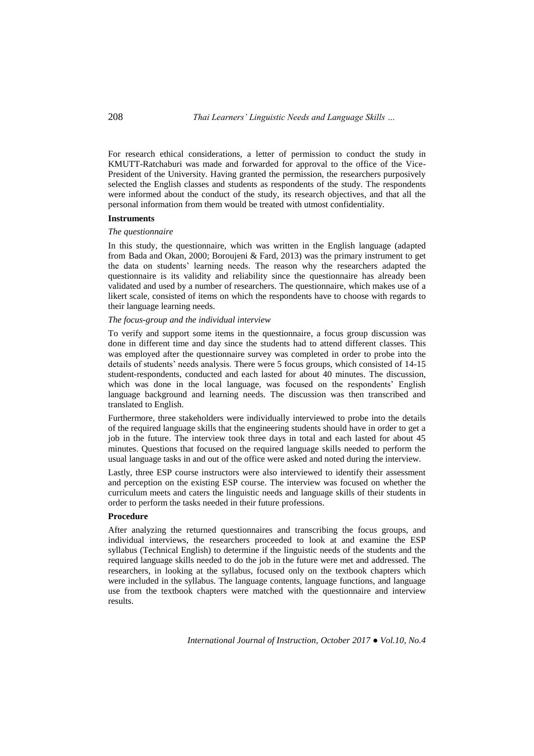For research ethical considerations, a letter of permission to conduct the study in KMUTT-Ratchaburi was made and forwarded for approval to the office of the Vice-President of the University. Having granted the permission, the researchers purposively selected the English classes and students as respondents of the study. The respondents were informed about the conduct of the study, its research objectives, and that all the personal information from them would be treated with utmost confidentiality.

**Instruments**

*The questionnaire*

In this study, the questionnaire, which was written in the English language (adapted from Bada and Okan, 2000; Boroujeni & Fard, 2013) was the primary instrument to get the data on students' learning needs. The reason why the researchers adapted the questionnaire is its validity and reliability since the questionnaire has already been validated and used by a number of researchers. The questionnaire, which makes use of a likert scale, consisted of items on which the respondents have to choose with regards to their language learning needs.

*The focus-group and the individual interview*

To verify and support some items in the questionnaire, a focus group discussion was done in different time and day since the students had to attend different classes. This was employed after the questionnaire survey was completed in order to probe into the details of students' needs analysis. There were 5 focus groups, which consisted of 14-15 student-respondents, conducted and each lasted for about 40 minutes. The discussion, which was done in the local language, was focused on the respondents' English language background and learning needs. The discussion was then transcribed and translated to English.

Furthermore, three stakeholders were individually interviewed to probe into the details of the required language skills that the engineering students should have in order to get a job in the future. The interview took three days in total and each lasted for about 45 minutes. Questions that focused on the required language skills needed to perform the usual language tasks in and out of the office were asked and noted during the interview.

Lastly, three ESP course instructors were also interviewed to identify their assessment and perception on the existing ESP course. The interview was focused on whether the curriculum meets and caters the linguistic needs and language skills of their students in order to perform the tasks needed in their future professions.

**Procedure**

After analyzing the returned questionnaires and transcribing the focus groups, and individual interviews, the researchers proceeded to look at and examine the ESP syllabus (Technical English) to determine if the linguistic needs of the students and the required language skills needed to do the job in the future were met and addressed. The researchers, in looking at the syllabus, focused only on the textbook chapters which were included in the syllabus. The language contents, language functions, and language use from the textbook chapters were matched with the questionnaire and interview results.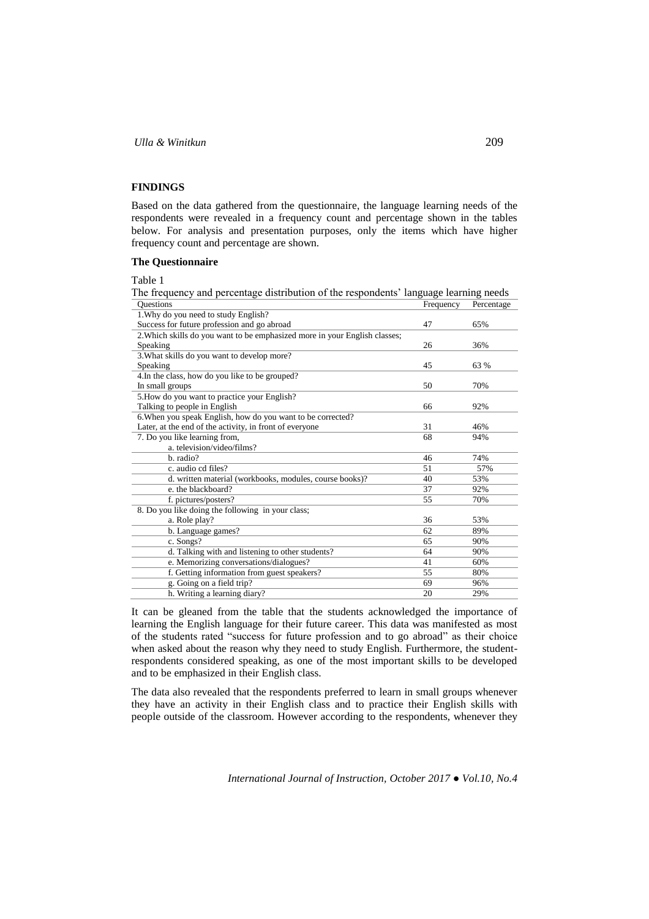## FINDINGS

Based on the data gathered from the questionnaire, the language learning needs of the respondents were revealed in a frequency count and percentage shown in the tables below. For analysis and presentation purposes, only the items which have higher frequency count and percentage are shown.

### The Questionnaire

Table 1

The frequency and percentage distribution of the respondents' language learning needs

| Questions | Frequency | Percentage |
|---|---|---|
| 1.Why do you need to study English? | | |
| Success for future profession and go abroad | 47 | 65% |
| 2.Which skills do you want to be emphasized more in your English classes; | | |
| Speaking | 26 | 36% |
| 3.What skills do you want to develop more? | | |
| Speaking | 45 | 63 % |
| 4.In the class, how do you like to be grouped? | | |
| In small groups | 50 | 70% |
| 5.How do you want to practice your English? | | |
| Talking to people in English | 66 | 92% |
| 6.When you speak English, how do you want to be corrected? | | |
| Later, at the end of the activity, in front of everyone | 31 | 46% |
| 7. Do you like learning from, | 68 | 94% |
| a. television/video/films? | | |
| b. radio? | 46 | 74% |
| c. audio cd files? | 51 | 57% |
| d. written material (workbooks, modules, course books)? | 40 | 53% |
| e. the blackboard? | 37 | 92% |
| f. pictures/posters? | 55 | 70% |
| 8. Do you like doing the following in your class; | | |
| a. Role play? | 36 | 53% |
| b. Language games? | 62 | 89% |
| c. Songs? | 65 | 90% |
| d. Talking with and listening to other students? | 64 | 90% |
| e. Memorizing conversations/dialogues? | 41 | 60% |
| f. Getting information from guest speakers? | 55 | 80% |
| g. Going on a field trip? | 69 | 96% |
| h. Writing a learning diary? | 20 | 29% |

It can be gleaned from the table that the students acknowledged the importance of learning the English language for their future career. This data was manifested as most of the students rated "success for future profession and to go abroad" as their choice when asked about the reason why they need to study English. Furthermore, the student-respondents considered speaking, as one of the most important skills to be developed and to be emphasized in their English class.

The data also revealed that the respondents preferred to learn in small groups whenever they have an activity in their English class and to practice their English skills with people outside of the classroom. However according to the respondents, whenever they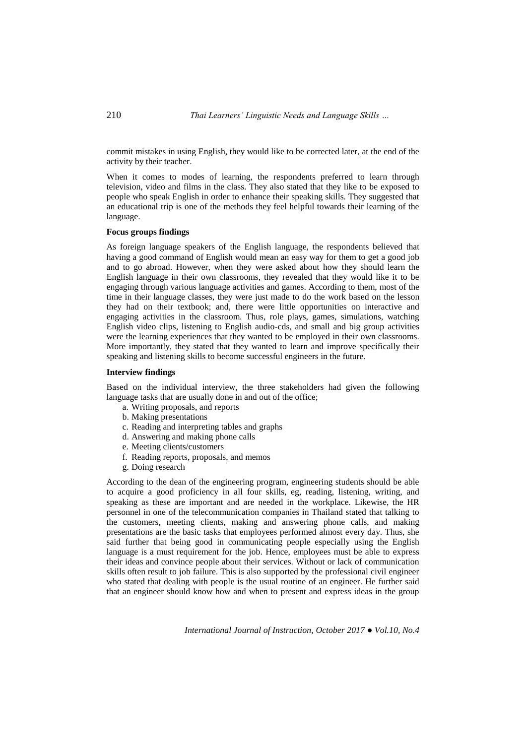commit mistakes in using English, they would like to be corrected later, at the end of the activity by their teacher.

When it comes to modes of learning, the respondents preferred to learn through television, video and films in the class. They also stated that they like to be exposed to people who speak English in order to enhance their speaking skills. They suggested that an educational trip is one of the methods they feel helpful towards their learning of the language.

**Focus groups findings**

As foreign language speakers of the English language, the respondents believed that having a good command of English would mean an easy way for them to get a good job and to go abroad. However, when they were asked about how they should learn the English language in their own classrooms, they revealed that they would like it to be engaging through various language activities and games. According to them, most of the time in their language classes, they were just made to do the work based on the lesson they had on their textbook; and, there were little opportunities on interactive and engaging activities in the classroom. Thus, role plays, games, simulations, watching English video clips, listening to English audio-cds, and small and big group activities were the learning experiences that they wanted to be employed in their own classrooms. More importantly, they stated that they wanted to learn and improve specifically their speaking and listening skills to become successful engineers in the future.

**Interview findings**

Based on the individual interview, the three stakeholders had given the following language tasks that are usually done in and out of the office;

a. Writing proposals, and reports
b. Making presentations
c. Reading and interpreting tables and graphs
d. Answering and making phone calls
e. Meeting clients/customers
f. Reading reports, proposals, and memos
g. Doing research

According to the dean of the engineering program, engineering students should be able to acquire a good proficiency in all four skills, eg, reading, listening, writing, and speaking as these are important and are needed in the workplace. Likewise, the HR personnel in one of the telecommunication companies in Thailand stated that talking to the customers, meeting clients, making and answering phone calls, and making presentations are the basic tasks that employees performed almost every day. Thus, she said further that being good in communicating people especially using the English language is a must requirement for the job. Hence, employees must be able to express their ideas and convince people about their services. Without or lack of communication skills often result to job failure. This is also supported by the professional civil engineer who stated that dealing with people is the usual routine of an engineer. He further said that an engineer should know how and when to present and express ideas in the group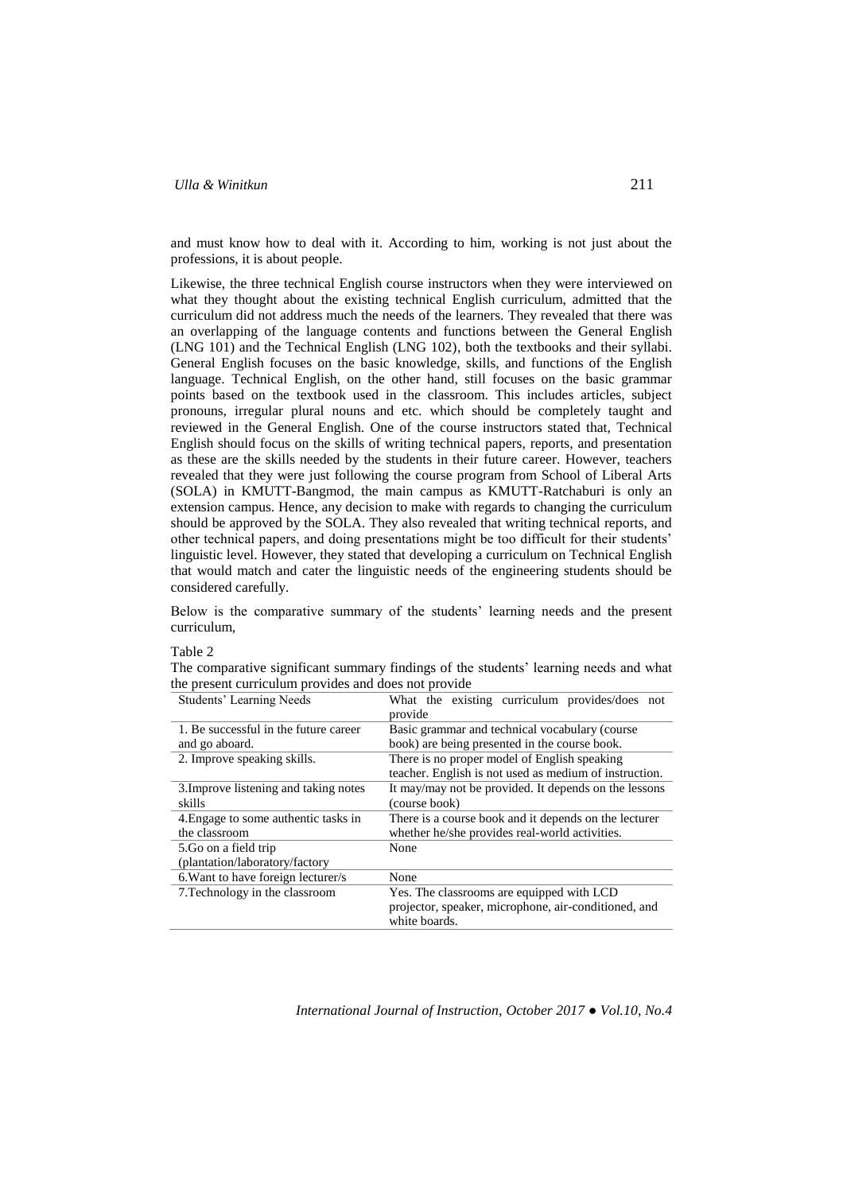and must know how to deal with it. According to him, working is not just about the professions, it is about people.

Likewise, the three technical English course instructors when they were interviewed on what they thought about the existing technical English curriculum, admitted that the curriculum did not address much the needs of the learners. They revealed that there was an overlapping of the language contents and functions between the General English (LNG 101) and the Technical English (LNG 102), both the textbooks and their syllabi. General English focuses on the basic knowledge, skills, and functions of the English language. Technical English, on the other hand, still focuses on the basic grammar points based on the textbook used in the classroom. This includes articles, subject pronouns, irregular plural nouns and etc. which should be completely taught and reviewed in the General English. One of the course instructors stated that, Technical English should focus on the skills of writing technical papers, reports, and presentation as these are the skills needed by the students in their future career. However, teachers revealed that they were just following the course program from School of Liberal Arts (SOLA) in KMUTT-Bangmod, the main campus as KMUTT-Ratchaburi is only an extension campus. Hence, any decision to make with regards to changing the curriculum should be approved by the SOLA. They also revealed that writing technical reports, and other technical papers, and doing presentations might be too difficult for their students' linguistic level. However, they stated that developing a curriculum on Technical English that would match and cater the linguistic needs of the engineering students should be considered carefully.

Below is the comparative summary of the students' learning needs and the present curriculum,

Table 2

The comparative significant summary findings of the students' learning needs and what the present curriculum provides and does not provide

| Students' Learning Needs | What the existing curriculum provides/does not provide |
|---|---|
| 1. Be successful in the future career and go aboard. | Basic grammar and technical vocabulary (course book) are being presented in the course book. |
| 2. Improve speaking skills. | There is no proper model of English speaking teacher. English is not used as medium of instruction. |
| 3.Improve listening and taking notes skills | It may/may not be provided. It depends on the lessons (course book) |
| 4.Engage to some authentic tasks in the classroom | There is a course book and it depends on the lecturer whether he/she provides real-world activities. |
| 5.Go on a field trip (plantation/laboratory/factory | None |
| 6.Want to have foreign lecturer/s | None |
| 7.Technology in the classroom | Yes. The classrooms are equipped with LCD projector, speaker, microphone, air-conditioned, and white boards. |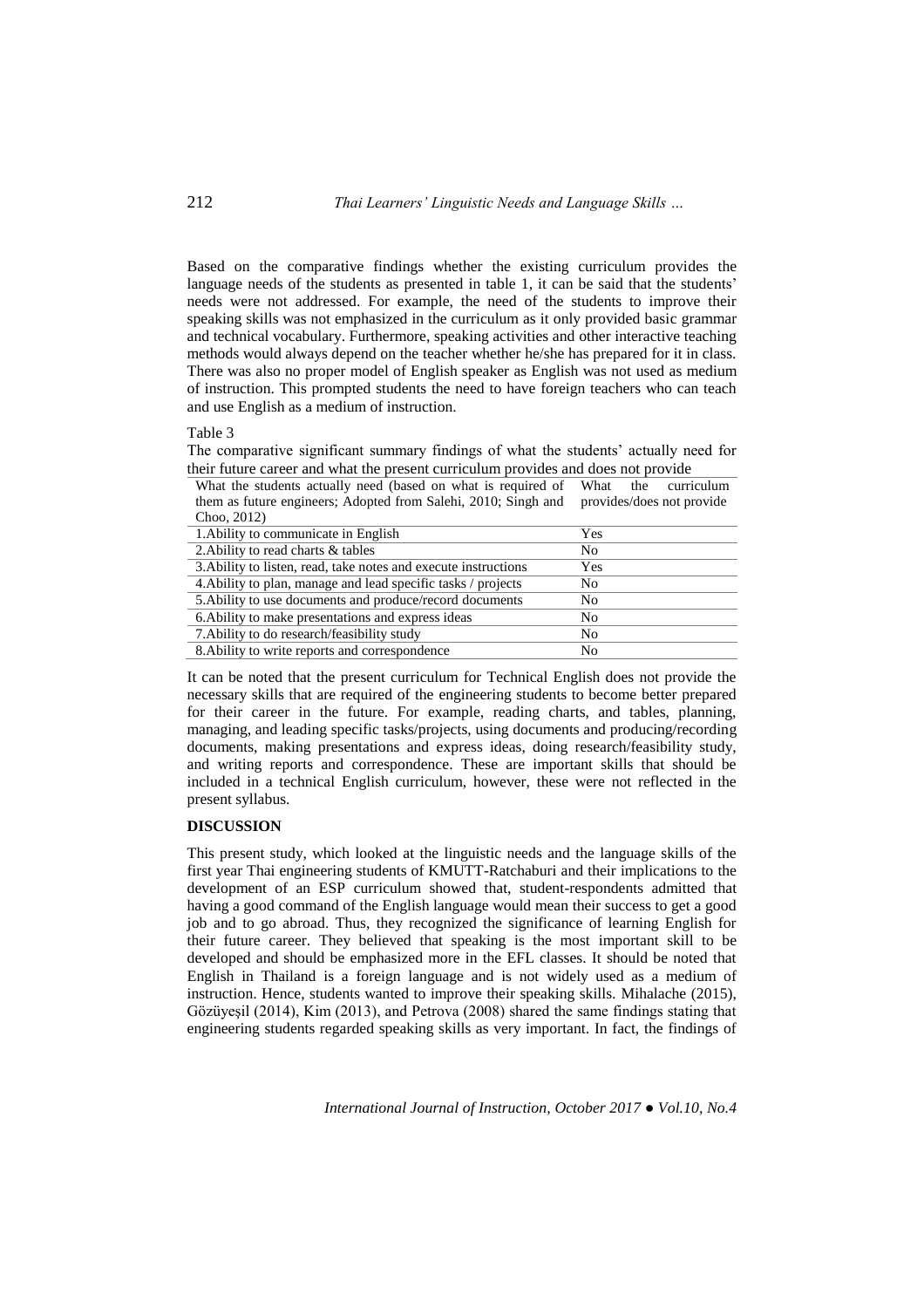Based on the comparative findings whether the existing curriculum provides the language needs of the students as presented in table 1, it can be said that the students' needs were not addressed. For example, the need of the students to improve their speaking skills was not emphasized in the curriculum as it only provided basic grammar and technical vocabulary. Furthermore, speaking activities and other interactive teaching methods would always depend on the teacher whether he/she has prepared for it in class. There was also no proper model of English speaker as English was not used as medium of instruction. This prompted students the need to have foreign teachers who can teach and use English as a medium of instruction.

Table 3

The comparative significant summary findings of what the students' actually need for their future career and what the present curriculum provides and does not provide

| What the students actually need (based on what is required of them as future engineers; Adopted from Salehi, 2010; Singh and Choo, 2012) | What the curriculum provides/does not provide |
|---|---|
| 1.Ability to communicate in English | Yes |
| 2.Ability to read charts & tables | No |
| 3.Ability to listen, read, take notes and execute instructions | Yes |
| 4.Ability to plan, manage and lead specific tasks / projects | No |
| 5.Ability to use documents and produce/record documents | No |
| 6.Ability to make presentations and express ideas | No |
| 7.Ability to do research/feasibility study | No |
| 8.Ability to write reports and correspondence | No |

It can be noted that the present curriculum for Technical English does not provide the necessary skills that are required of the engineering students to become better prepared for their career in the future. For example, reading charts, and tables, planning, managing, and leading specific tasks/projects, using documents and producing/recording documents, making presentations and express ideas, doing research/feasibility study, and writing reports and correspondence. These are important skills that should be included in a technical English curriculum, however, these were not reflected in the present syllabus.

## DISCUSSION

This present study, which looked at the linguistic needs and the language skills of the first year Thai engineering students of KMUTT-Ratchaburi and their implications to the development of an ESP curriculum showed that, student-respondents admitted that having a good command of the English language would mean their success to get a good job and to go abroad. Thus, they recognized the significance of learning English for their future career. They believed that speaking is the most important skill to be developed and should be emphasized more in the EFL classes. It should be noted that English in Thailand is a foreign language and is not widely used as a medium of instruction. Hence, students wanted to improve their speaking skills. Mihalache (2015), Gözüyeşil (2014), Kim (2013), and Petrova (2008) shared the same findings stating that engineering students regarded speaking skills as very important. In fact, the findings of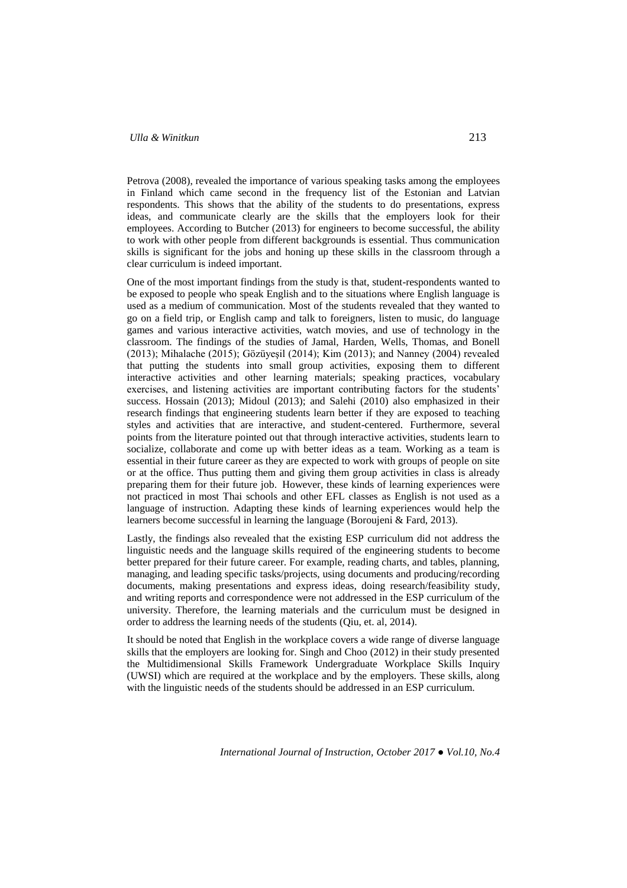Petrova (2008), revealed the importance of various speaking tasks among the employees in Finland which came second in the frequency list of the Estonian and Latvian respondents. This shows that the ability of the students to do presentations, express ideas, and communicate clearly are the skills that the employers look for their employees. According to Butcher (2013) for engineers to become successful, the ability to work with other people from different backgrounds is essential. Thus communication skills is significant for the jobs and honing up these skills in the classroom through a clear curriculum is indeed important.

One of the most important findings from the study is that, student-respondents wanted to be exposed to people who speak English and to the situations where English language is used as a medium of communication. Most of the students revealed that they wanted to go on a field trip, or English camp and talk to foreigners, listen to music, do language games and various interactive activities, watch movies, and use of technology in the classroom. The findings of the studies of Jamal, Harden, Wells, Thomas, and Bonell (2013); Mihalache (2015); Gözüyeşil (2014); Kim (2013); and Nanney (2004) revealed that putting the students into small group activities, exposing them to different interactive activities and other learning materials; speaking practices, vocabulary exercises, and listening activities are important contributing factors for the students' success. Hossain (2013); Midoul (2013); and Salehi (2010) also emphasized in their research findings that engineering students learn better if they are exposed to teaching styles and activities that are interactive, and student-centered. Furthermore, several points from the literature pointed out that through interactive activities, students learn to socialize, collaborate and come up with better ideas as a team. Working as a team is essential in their future career as they are expected to work with groups of people on site or at the office. Thus putting them and giving them group activities in class is already preparing them for their future job. However, these kinds of learning experiences were not practiced in most Thai schools and other EFL classes as English is not used as a language of instruction. Adapting these kinds of learning experiences would help the learners become successful in learning the language (Boroujeni & Fard, 2013).

Lastly, the findings also revealed that the existing ESP curriculum did not address the linguistic needs and the language skills required of the engineering students to become better prepared for their future career. For example, reading charts, and tables, planning, managing, and leading specific tasks/projects, using documents and producing/recording documents, making presentations and express ideas, doing research/feasibility study, and writing reports and correspondence were not addressed in the ESP curriculum of the university. Therefore, the learning materials and the curriculum must be designed in order to address the learning needs of the students (Qiu, et. al, 2014).

It should be noted that English in the workplace covers a wide range of diverse language skills that the employers are looking for. Singh and Choo (2012) in their study presented the Multidimensional Skills Framework Undergraduate Workplace Skills Inquiry (UWSI) which are required at the workplace and by the employers. These skills, along with the linguistic needs of the students should be addressed in an ESP curriculum.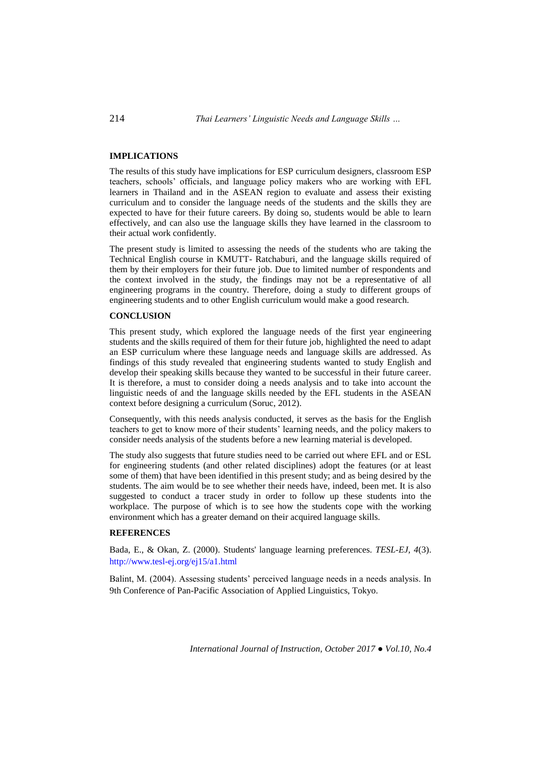## IMPLICATIONS

The results of this study have implications for ESP curriculum designers, classroom ESP teachers, schools' officials, and language policy makers who are working with EFL learners in Thailand and in the ASEAN region to evaluate and assess their existing curriculum and to consider the language needs of the students and the skills they are expected to have for their future careers. By doing so, students would be able to learn effectively, and can also use the language skills they have learned in the classroom to their actual work confidently.

The present study is limited to assessing the needs of the students who are taking the Technical English course in KMUTT- Ratchaburi, and the language skills required of them by their employers for their future job. Due to limited number of respondents and the context involved in the study, the findings may not be a representative of all engineering programs in the country. Therefore, doing a study to different groups of engineering students and to other English curriculum would make a good research.

## CONCLUSION

This present study, which explored the language needs of the first year engineering students and the skills required of them for their future job, highlighted the need to adapt an ESP curriculum where these language needs and language skills are addressed. As findings of this study revealed that engineering students wanted to study English and develop their speaking skills because they wanted to be successful in their future career. It is therefore, a must to consider doing a needs analysis and to take into account the linguistic needs of and the language skills needed by the EFL students in the ASEAN context before designing a curriculum (Soruc, 2012).

Consequently, with this needs analysis conducted, it serves as the basis for the English teachers to get to know more of their students' learning needs, and the policy makers to consider needs analysis of the students before a new learning material is developed.

The study also suggests that future studies need to be carried out where EFL and or ESL for engineering students (and other related disciplines) adopt the features (or at least some of them) that have been identified in this present study; and as being desired by the students. The aim would be to see whether their needs have, indeed, been met. It is also suggested to conduct a tracer study in order to follow up these students into the workplace. The purpose of which is to see how the students cope with the working environment which has a greater demand on their acquired language skills.

## REFERENCES

Bada, E., & Okan, Z. (2000). Students' language learning preferences. *TESL-EJ, 4*(3). http://www.tesl-ej.org/ej15/a1.html

Balint, M. (2004). Assessing students' perceived language needs in a needs analysis. In 9th Conference of Pan-Pacific Association of Applied Linguistics, Tokyo.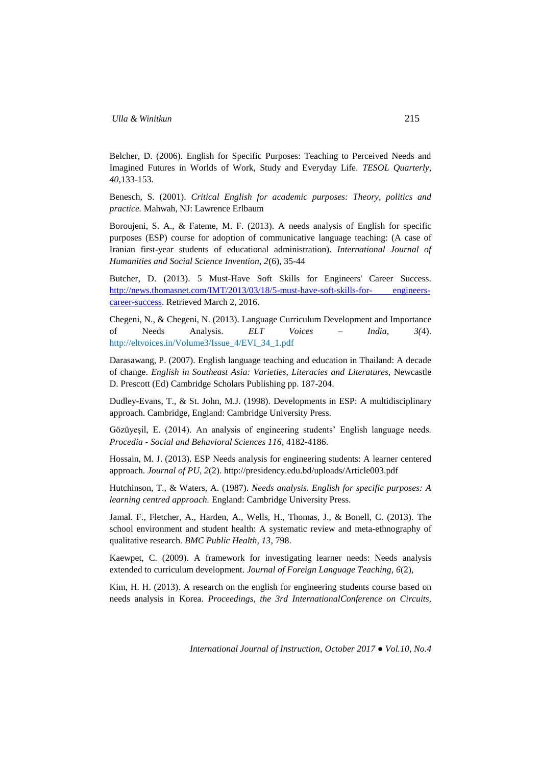Belcher, D. (2006). English for Specific Purposes: Teaching to Perceived Needs and Imagined Futures in Worlds of Work, Study and Everyday Life. *TESOL Quarterly, 40*,133-153.

Benesch, S. (2001). *Critical English for academic purposes: Theory, politics and practice.* Mahwah, NJ: Lawrence Erlbaum

Boroujeni, S. A., & Fateme, M. F. (2013). A needs analysis of English for specific purposes (ESP) course for adoption of communicative language teaching: (A case of Iranian first-year students of educational administration). *International Journal of Humanities and Social Science Invention*, *2*(6), 35-44

Butcher, D. (2013). 5 Must-Have Soft Skills for Engineers' Career Success. [http://news.thomasnet.com/IMT/2013/03/18/5-must-have-soft-skills-for- engineers-career-success](http://news.thomasnet.com/IMT/2013/03/18/5-must-have-soft-skills-for-engineers-career-success). Retrieved March 2, 2016.

Chegeni, N., & Chegeni, N. (2013). Language Curriculum Development and Importance of Needs Analysis. *ELT Voices – India, 3(*4). http://eltvoices.in/Volume3/Issue_4/EVI_34_1.pdf

Darasawang, P. (2007). English language teaching and education in Thailand: A decade of change. *English in Southeast Asia: Varieties, Literacies and Literatures*, Newcastle D. Prescott (Ed) Cambridge Scholars Publishing pp. 187-204.

Dudley-Evans, T., & St. John, M.J. (1998). Developments in ESP: A multidisciplinary approach. Cambridge, England: Cambridge University Press.

Gözüyeşil, E. (2014). An analysis of engineering students' English language needs. *Procedia - Social and Behavioral Sciences 116*, 4182-4186.

Hossain, M. J. (2013). ESP Needs analysis for engineering students: A learner centered approach. *Journal of PU, 2*(2). http://presidency.edu.bd/uploads/Article003.pdf

Hutchinson, T., & Waters, A. (1987). *Needs analysis. English for specific purposes: A learning centred approach.* England: Cambridge University Press.

Jamal. F., Fletcher, A., Harden, A., Wells, H., Thomas, J., & Bonell, C. (2013). The school environment and student health: A systematic review and meta-ethnography of qualitative research. *BMC Public Health, 13*, 798.

Kaewpet, C. (2009). A framework for investigating learner needs: Needs analysis extended to curriculum development. *Journal of Foreign Language Teaching*, *6*(2),

Kim, H. H. (2013). A research on the english for engineering students course based on needs analysis in Korea. *Proceedings, the 3rd InternationalConference on Circuits,*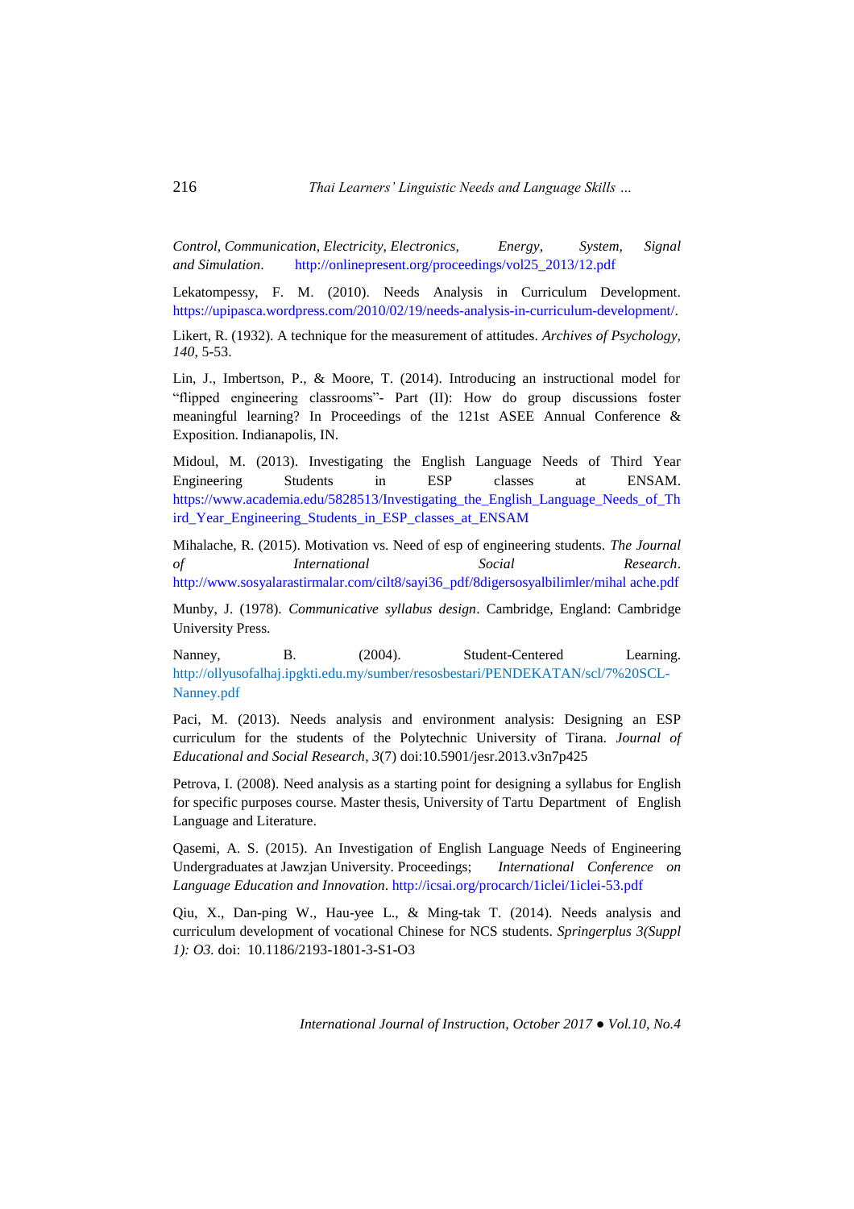*Control, Communication, Electricity, Electronics, Energy, System, Signal and Simulation*. http://onlinepresent.org/proceedings/vol25_2013/12.pdf

Lekatompessy, F. M. (2010). Needs Analysis in Curriculum Development. https://upipasca.wordpress.com/2010/02/19/needs-analysis-in-curriculum-development/.

Likert, R. (1932). A technique for the measurement of attitudes. *Archives of Psychology, 140*, 5-53.

Lin, J., Imbertson, P., & Moore, T. (2014). Introducing an instructional model for "flipped engineering classrooms"- Part (II): How do group discussions foster meaningful learning? In Proceedings of the 121st ASEE Annual Conference & Exposition. Indianapolis, IN.

Midoul, M. (2013). Investigating the English Language Needs of Third Year Engineering Students in ESP classes at ENSAM. https://www.academia.edu/5828513/Investigating_the_English_Language_Needs_of_Third_Year_Engineering_Students_in_ESP_classes_at_ENSAM

Mihalache, R. (2015). Motivation vs. Need of esp of engineering students. *The Journal of International Social Research*. http://www.sosyalarastirmalar.com/cilt8/sayi36_pdf/8digersosyalbilimler/mihal ache.pdf

Munby, J. (1978). *Communicative syllabus design*. Cambridge, England: Cambridge University Press.

Nanney, B. (2004). Student-Centered Learning. http://ollyusofalhaj.ipgkti.edu.my/sumber/resosbestari/PENDEKATAN/scl/7%20SCL-Nanney.pdf

Paci, M. (2013). Needs analysis and environment analysis: Designing an ESP curriculum for the students of the Polytechnic University of Tirana. *Journal of Educational and Social Research*, *3*(7) doi:10.5901/jesr.2013.v3n7p425

Petrova, I. (2008). Need analysis as a starting point for designing a syllabus for English for specific purposes course. Master thesis, University of Tartu Department of English Language and Literature.

Qasemi, A. S. (2015). An Investigation of English Language Needs of Engineering Undergraduates at Jawzjan University. Proceedings; *International Conference on Language Education and Innovation*. http://icsai.org/procarch/1iclei/1iclei-53.pdf

Qiu, X., Dan-ping W., Hau-yee L., & Ming-tak T. (2014). Needs analysis and curriculum development of vocational Chinese for NCS students. *Springerplus 3(Suppl 1): O3*. doi: 10.1186/2193-1801-3-S1-O3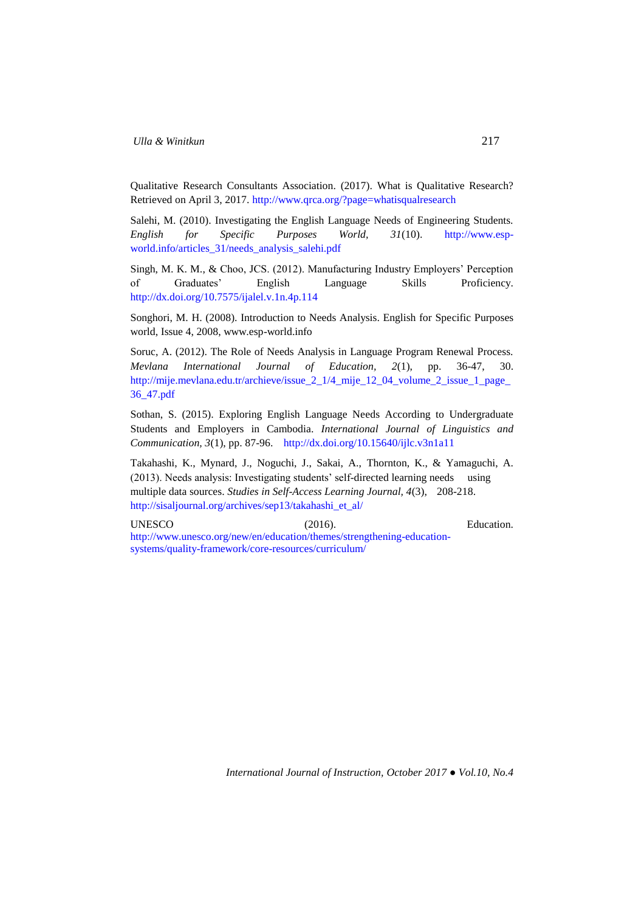Qualitative Research Consultants Association. (2017). What is Qualitative Research? Retrieved on April 3, 2017. http://www.qrca.org/?page=whatisqualresearch

Salehi, M. (2010). Investigating the English Language Needs of Engineering Students. *English for Specific Purposes World, 31*(10). http://www.esp-world.info/articles_31/needs_analysis_salehi.pdf

Singh, M. K. M., & Choo, JCS. (2012). Manufacturing Industry Employers' Perception of Graduates' English Language Skills Proficiency. http://dx.doi.org/10.7575/ijalel.v.1n.4p.114

Songhori, M. H. (2008). Introduction to Needs Analysis. English for Specific Purposes world, Issue 4, 2008, www.esp-world.info

Soruc, A. (2012). The Role of Needs Analysis in Language Program Renewal Process. *Mevlana International Journal of Education, 2*(1), pp. 36-47, 30. http://mije.mevlana.edu.tr/archieve/issue_2_1/4_mije_12_04_volume_2_issue_1_page_36_47.pdf

Sothan, S. (2015). Exploring English Language Needs According to Undergraduate Students and Employers in Cambodia. *International Journal of Linguistics and Communication, 3*(1), pp. 87-96. http://dx.doi.org/10.15640/ijlc.v3n1a11

Takahashi, K., Mynard, J., Noguchi, J., Sakai, A., Thornton, K., & Yamaguchi, A. (2013). Needs analysis: Investigating students' self-directed learning needs using multiple data sources. *Studies in Self-Access Learning Journal, 4*(3), 208-218. http://sisaljournal.org/archives/sep13/takahashi_et_al/

UNESCO (2016). Education. http://www.unesco.org/new/en/education/themes/strengthening-education-systems/quality-framework/core-resources/curriculum/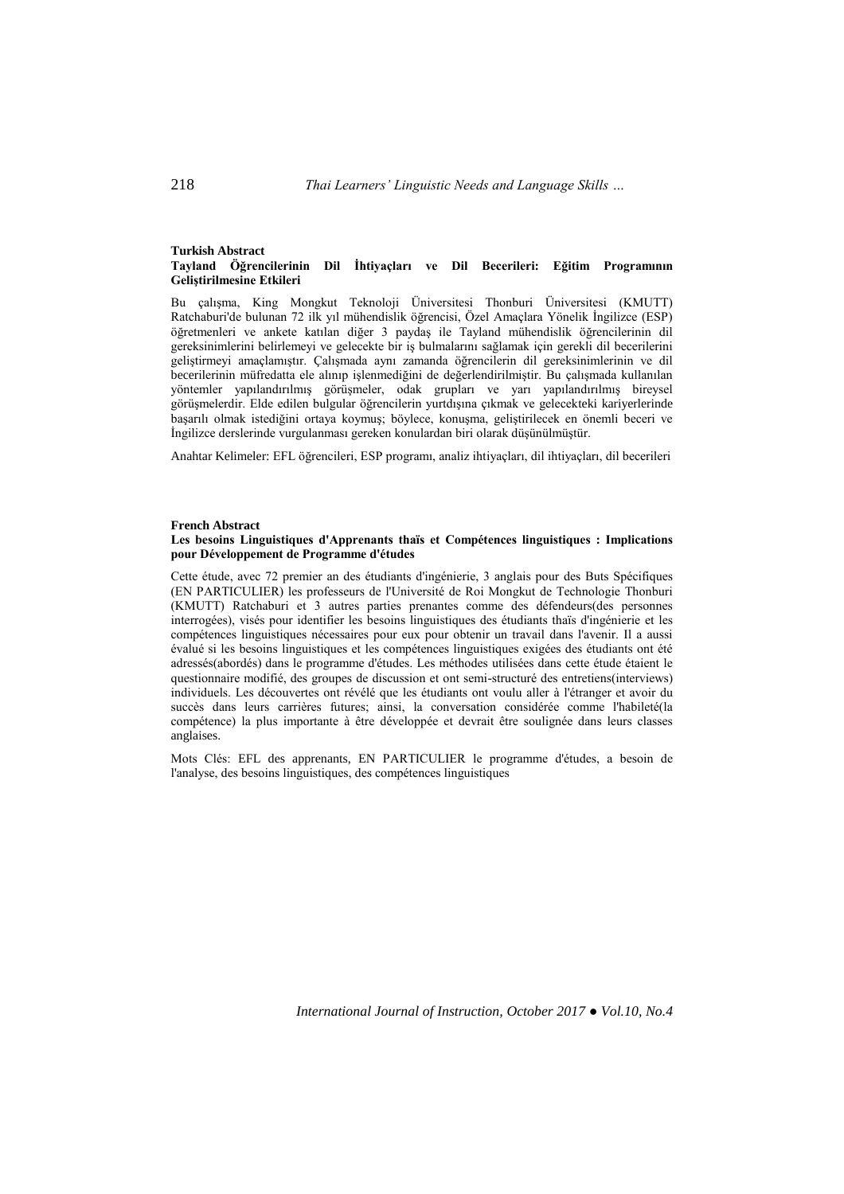**Turkish Abstract**

**Tayland Öğrencilerinin Dil İhtiyaçları ve Dil Becerileri: Eğitim Programının Geliştirilmesine Etkileri**

Bu çalışma, King Mongkut Teknoloji Üniversitesi Thonburi Üniversitesi (KMUTT) Ratchaburi'de bulunan 72 ilk yıl mühendislik öğrencisi, Özel Amaçlara Yönelik İngilizce (ESP) öğretmenleri ve ankete katılan diğer 3 paydaş ile Tayland mühendislik öğrencilerinin dil gereksinimlerini belirlemeyi ve gelecekte bir iş bulmalarını sağlamak için gerekli dil becerilerini geliştirmeyi amaçlamıştır. Çalışmada aynı zamanda öğrencilerin dil gereksinimlerinin ve dil becerilerinin müfredatta ele alınıp işlenmediğini de değerlendirilmiştir. Bu çalışmada kullanılan yöntemler yapılandırılmış görüşmeler, odak grupları ve yarı yapılandırılmış bireysel görüşmelerdir. Elde edilen bulgular öğrencilerin yurtdışına çıkmak ve gelecekteki kariyerlerinde başarılı olmak istediğini ortaya koymuş; böylece, konuşma, geliştirilecek en önemli beceri ve İngilizce derslerinde vurgulanması gereken konulardan biri olarak düşünülmüştür.

Anahtar Kelimeler: EFL öğrencileri, ESP programı, analiz ihtiyaçları, dil ihtiyaçları, dil becerileri

**French Abstract**

**Les besoins Linguistiques d'Apprenants thaïs et Compétences linguistiques : Implications pour Développement de Programme d'études**

Cette étude, avec 72 premier an des étudiants d'ingénierie, 3 anglais pour des Buts Spécifiques (EN PARTICULIER) les professeurs de l'Université de Roi Mongkut de Technologie Thonburi (KMUTT) Ratchaburi et 3 autres parties prenantes comme des défendeurs(des personnes interrogées), visés pour identifier les besoins linguistiques des étudiants thaïs d'ingénierie et les compétences linguistiques nécessaires pour eux pour obtenir un travail dans l'avenir. Il a aussi évalué si les besoins linguistiques et les compétences linguistiques exigées des étudiants ont été adressés(abordés) dans le programme d'études. Les méthodes utilisées dans cette étude étaient le questionnaire modifié, des groupes de discussion et ont semi-structuré des entretiens(interviews) individuels. Les découvertes ont révélé que les étudiants ont voulu aller à l'étranger et avoir du succès dans leurs carrières futures; ainsi, la conversation considérée comme l'habileté(la compétence) la plus importante à être développée et devrait être soulignée dans leurs classes anglaises.

Mots Clés: EFL des apprenants, EN PARTICULIER le programme d'études, a besoin de l'analyse, des besoins linguistiques, des compétences linguistiques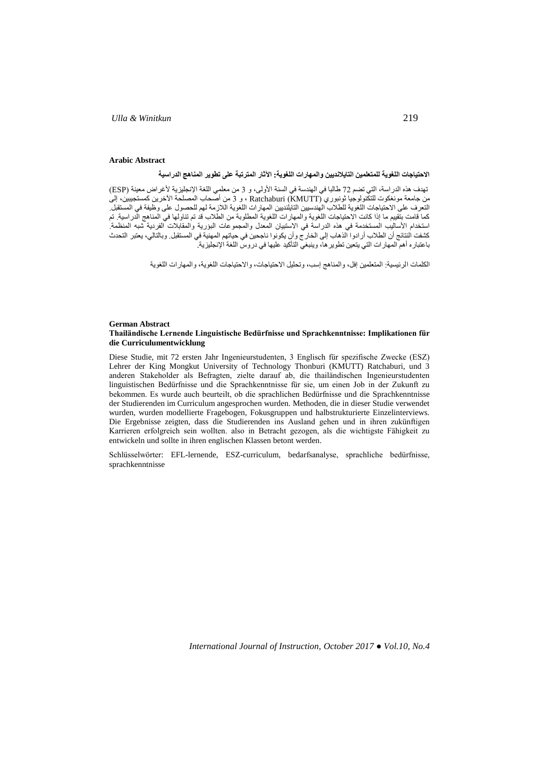**Arabic Abstract**

**الاحتياجات اللغوية للمتعلمين التايلانديين والمهارات اللغوية: الآثار المترتبة على تطوير المناهج الدراسية**

تهدف هذه الدراسة، التي تضم 72 طالبا في الهندسة في السنة الأولى، و 3 من معلمي اللغة الإنجليزية لأغراض معينة (ESP) من جامعة مونغكوت للتكنولوجيا ثونبوري (KMUTT) Ratchaburi ، و 3 من أصحاب المصلحة الآخرين كمستجيبين، إلى التعرف على الاحتياجات اللغوية للطلاب الهندسيين التايلنديين المهارات اللغوية اللازمة لهم للحصول على وظيفة في المستقبل. كما قامت بتقييم ما إذا كانت الاحتياجات اللغوية والمهارات اللغوية المطلوبة من الطلاب قد تم تناولها في المناهج الدراسية. تم استخدام الأساليب المستخدمة في هذه الدراسة في الاستبيان المعدل والمجموعات البؤرية والمقابلات الفردية شبه المنظمة. كشفت النتائج أن الطلاب أرادوا الذهاب إلى الخارج وأن يكونوا ناجحين في حياتهم المهنية في المستقبل. وبالتالي، يعتبر التحدث باعتباره أهم المهارات التي يتعين تطويرها، وينبغي التأكيد عليها في دروس اللغة الإنجليزية.

الكلمات الرئيسية: المتعلمين إفل، والمناهج إسب، وتحليل الاحتياجات، والاحتياجات اللغوية، والمهارات اللغوية

**German Abstract**

**Thailändische Lernende Linguistische Bedürfnisse und Sprachkenntnisse: Implikationen für die Curriculumentwicklung**

Diese Studie, mit 72 ersten Jahr Ingenieurstudenten, 3 Englisch für spezifische Zwecke (ESZ) Lehrer der King Mongkut University of Technology Thonburi (KMUTT) Ratchaburi, und 3 anderen Stakeholder als Befragten, zielte darauf ab, die thailändischen Ingenieurstudenten linguistischen Bedürfnisse und die Sprachkenntnisse für sie, um einen Job in der Zukunft zu bekommen. Es wurde auch beurteilt, ob die sprachlichen Bedürfnisse und die Sprachkenntnisse der Studierenden im Curriculum angesprochen wurden. Methoden, die in dieser Studie verwendet wurden, wurden modellierte Fragebogen, Fokusgruppen und halbstrukturierte Einzelinterviews. Die Ergebnisse zeigten, dass die Studierenden ins Ausland gehen und in ihren zukünftigen Karrieren erfolgreich sein wollten. also in Betracht gezogen, als die wichtigste Fähigkeit zu entwickeln und sollte in ihren englischen Klassen betont werden.

Schlüsselwörter: EFL-lernende, ESZ-curriculum, bedarfsanalyse, sprachliche bedürfnisse, sprachkenntnisse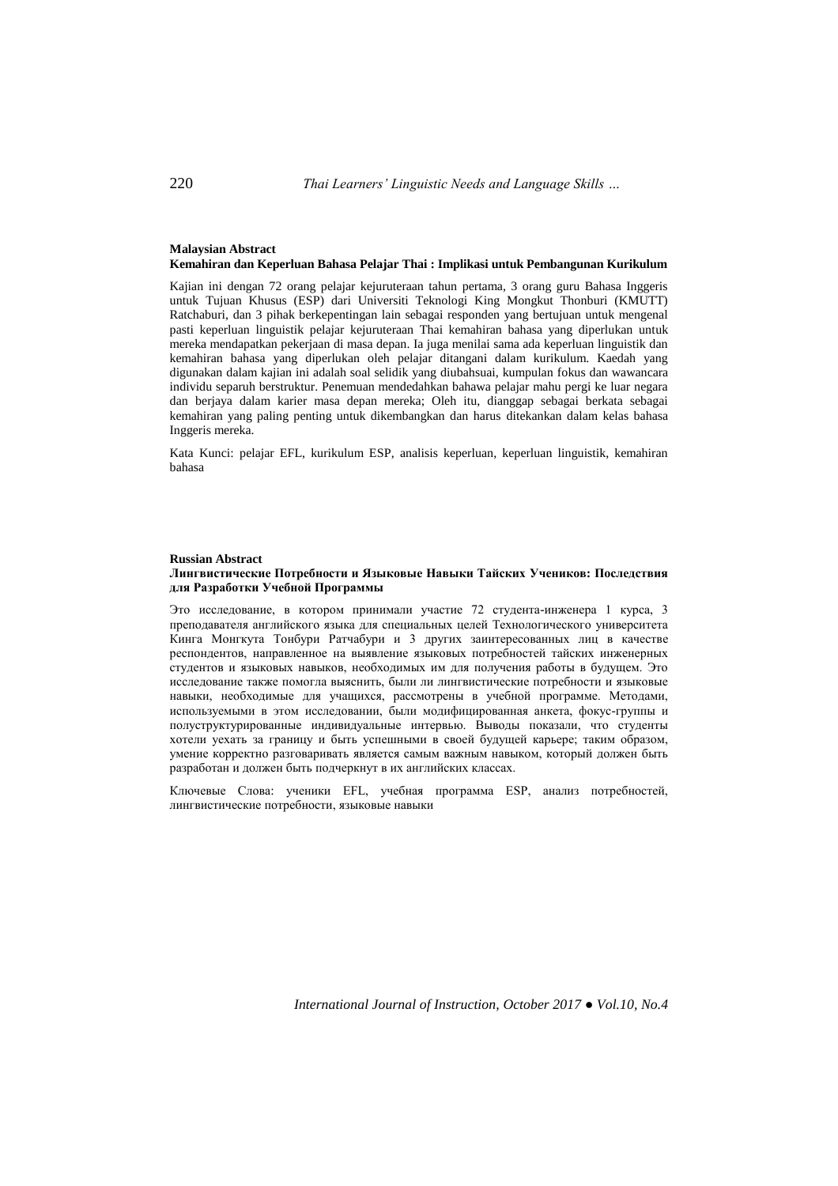**Malaysian Abstract**

**Kemahiran dan Keperluan Bahasa Pelajar Thai : Implikasi untuk Pembangunan Kurikulum**

Kajian ini dengan 72 orang pelajar kejuruteraan tahun pertama, 3 orang guru Bahasa Inggeris untuk Tujuan Khusus (ESP) dari Universiti Teknologi King Mongkut Thonburi (KMUTT) Ratchaburi, dan 3 pihak berkepentingan lain sebagai responden yang bertujuan untuk mengenal pasti keperluan linguistik pelajar kejuruteraan Thai kemahiran bahasa yang diperlukan untuk mereka mendapatkan pekerjaan di masa depan. Ia juga menilai sama ada keperluan linguistik dan kemahiran bahasa yang diperlukan oleh pelajar ditangani dalam kurikulum. Kaedah yang digunakan dalam kajian ini adalah soal selidik yang diubahsuai, kumpulan fokus dan wawancara individu separuh berstruktur. Penemuan mendedahkan bahawa pelajar mahu pergi ke luar negara dan berjaya dalam karier masa depan mereka; Oleh itu, dianggap sebagai berkata sebagai kemahiran yang paling penting untuk dikembangkan dan harus ditekankan dalam kelas bahasa Inggeris mereka.

Kata Kunci: pelajar EFL, kurikulum ESP, analisis keperluan, keperluan linguistik, kemahiran bahasa

**Russian Abstract**

**Лингвистические Потребности и Языковые Навыки Тайских Учеников: Последствия для Разработки Учебной Программы**

Это исследование, в котором принимали участие 72 студента-инженера 1 курса, 3 преподавателя английского языка для специальных целей Технологического университета Кинга Монгкута Тонбури Ратчабури и 3 других заинтересованных лиц в качестве респондентов, направленное на выявление языковых потребностей тайских инженерных студентов и языковых навыков, необходимых им для получения работы в будущем. Это исследование также помогла выяснить, были ли лингвистические потребности и языковые навыки, необходимые для учащихся, рассмотрены в учебной программе. Методами, используемыми в этом исследовании, были модифицированная анкета, фокус-группы и полуструктурированные индивидуальные интервью. Выводы показали, что студенты хотели уехать за границу и быть успешными в своей будущей карьере; таким образом, умение корректно разговаривать является самым важным навыком, который должен быть разработан и должен быть подчеркнут в их английских классах.

Ключевые Слова: ученики EFL, учебная программа ESP, анализ потребностей, лингвистические потребности, языковые навыки